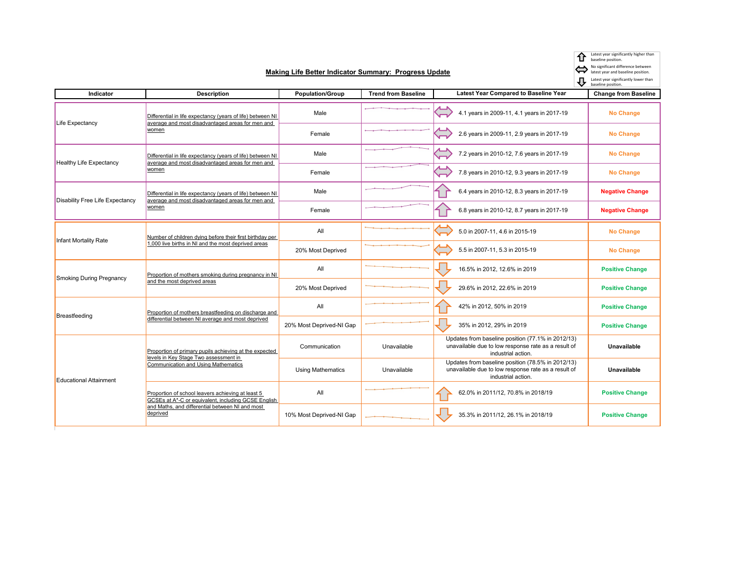## Making Life Better Indicator Summary: Progress Update

⇧ Latest year significantly higher than baseline position.
⇔ No significant difference between latest year and baseline position.
⇩ Latest year significantly lower than baseline position.

| Indicator | Description | Population/Group | Trend from Baseline | Latest Year Compared to Baseline Year | Change from Baseline |
|---|---|---|---|---|---|
| Life Expectancy | Differential in life expectancy (years of life) between NI average and most disadvantaged areas for men and women | Male | | ⇔ 4.1 years in 2009-11, 4.1 years in 2017-19 | No Change |
| | | Female | | ⇔ 2.6 years in 2009-11, 2.9 years in 2017-19 | No Change |
| Healthy Life Expectancy | Differential in life expectancy (years of life) between NI average and most disadvantaged areas for men and women | Male | | ⇔ 7.2 years in 2010-12, 7.6 years in 2017-19 | No Change |
| | | Female | | ⇔ 7.8 years in 2010-12, 9.3 years in 2017-19 | No Change |
| Disability Free Life Expectancy | Differential in life expectancy (years of life) between NI average and most disadvantaged areas for men and women | Male | | ⇧ 6.4 years in 2010-12, 8.3 years in 2017-19 | Negative Change |
| | | Female | | ⇧ 6.8 years in 2010-12, 8.7 years in 2017-19 | Negative Change |
| Infant Mortality Rate | Number of children dying before their first birthday per 1,000 live births in NI and the most deprived areas | All | | ⇔ 5.0 in 2007-11, 4.6 in 2015-19 | No Change |
| | | 20% Most Deprived | | ⇔ 5.5 in 2007-11, 5.3 in 2015-19 | No Change |
| Smoking During Pregnancy | Proportion of mothers smoking during pregnancy in NI and the most deprived areas | All | | ⇩ 16.5% in 2012, 12.6% in 2019 | Positive Change |
| | | 20% Most Deprived | | ⇩ 29.6% in 2012, 22.6% in 2019 | Positive Change |
| Breastfeeding | Proportion of mothers breastfeeding on discharge and differential between NI average and most deprived | All | | ⇧ 42% in 2012, 50% in 2019 | Positive Change |
| | | 20% Most Deprived-NI Gap | | ⇩ 35% in 2012, 29% in 2019 | Positive Change |
| Educational Attainment | Proportion of primary pupils achieving at the expected levels in Key Stage Two assessment in Communication and Using Mathematics | Communication | Unavailable | Updates from baseline position (77.1% in 2012/13) unavailable due to low response rate as a result of industrial action. | Unavailable |
| | | Using Mathematics | Unavailable | Updates from baseline position (78.5% in 2012/13) unavailable due to low response rate as a result of industrial action. | Unavailable |
| | Proportion of school leavers achieving at least 5 GCSEs at A*-C or equivalent, including GCSE English and Maths, and differential between NI and most deprived | All | | ⇧ 62.0% in 2011/12, 70.8% in 2018/19 | Positive Change |
| | | 10% Most Deprived-NI Gap | | ⇩ 35.3% in 2011/12, 26.1% in 2018/19 | Positive Change |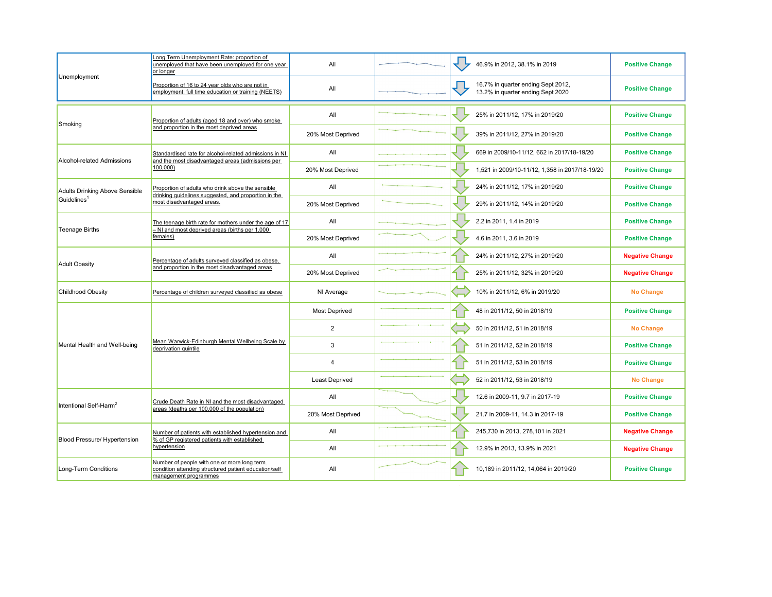| Indicator | Measure | Breakdown | Trend | Direction | Values | Change |
|---|---|---|---|---|---|---|
| Unemployment | Long Term Unemployment Rate: proportion of unemployed that have been unemployed for one year or longer | All | | ↓ | 46.9% in 2012, 38.1% in 2019 | Positive Change |
| | Proportion of 16 to 24 year olds who are not in employment, full time education or training (NEETS) | All | | ↓ | 16.7% in quarter ending Sept 2012, 13.2% in quarter ending Sept 2020 | Positive Change |
| Smoking | Proportion of adults (aged 18 and over) who smoke and proportion in the most deprived areas | All | | ↓ | 25% in 2011/12, 17% in 2019/20 | Positive Change |
| | | 20% Most Deprived | | ↓ | 39% in 2011/12, 27% in 2019/20 | Positive Change |
| Alcohol-related Admissions | Standardised rate for alcohol-related admissions in NI and the most disadvantaged areas (admissions per 100,000) | All | | ↓ | 669 in 2009/10-11/12, 662 in 2017/18-19/20 | Positive Change |
| | | 20% Most Deprived | | ↓ | 1,521 in 2009/10-11/12, 1,358 in 2017/18-19/20 | Positive Change |
| Adults Drinking Above Sensible Guidelines[1] | Proportion of adults who drink above the sensible drinking guidelines suggested, and proportion in the most disadvantaged areas. | All | | ↓ | 24% in 2011/12, 17% in 2019/20 | Positive Change |
| | | 20% Most Deprived | | ↓ | 29% in 2011/12, 14% in 2019/20 | Positive Change |
| Teenage Births | The teenage birth rate for mothers under the age of 17 – NI and most deprived areas (births per 1,000 females) | All | | ↓ | 2.2 in 2011, 1.4 in 2019 | Positive Change |
| | | 20% Most Deprived | | ↓ | 4.6 in 2011, 3.6 in 2019 | Positive Change |
| Adult Obesity | Percentage of adults surveyed classified as obese, and proportion in the most disadvantaged areas | All | | ↑ | 24% in 2011/12, 27% in 2019/20 | Negative Change |
| | | 20% Most Deprived | | ↑ | 25% in 2011/12, 32% in 2019/20 | Negative Change |
| Childhood Obesity | Percentage of children surveyed classified as obese | NI Average | | ↔ | 10% in 2011/12, 6% in 2019/20 | No Change |
| Mental Health and Well-being | Mean Warwick-Edinburgh Mental Wellbeing Scale by deprivation quintile | Most Deprived | | ↑ | 48 in 2011/12, 50 in 2018/19 | Positive Change |
| | | 2 | | ↔ | 50 in 2011/12, 51 in 2018/19 | No Change |
| | | 3 | | ↑ | 51 in 2011/12, 52 in 2018/19 | Positive Change |
| | | 4 | | ↑ | 51 in 2011/12, 53 in 2018/19 | Positive Change |
| | | Least Deprived | | ↔ | 52 in 2011/12, 53 in 2018/19 | No Change |
| Intentional Self-Harm[2] | Crude Death Rate in NI and the most disadvantaged areas (deaths per 100,000 of the population) | All | | ↓ | 12.6 in 2009-11, 9.7 in 2017-19 | Positive Change |
| | | 20% Most Deprived | | ↓ | 21.7 in 2009-11, 14.3 in 2017-19 | Positive Change |
| Blood Pressure/ Hypertension | Number of patients with established hypertension and % of GP registered patients with established hypertension | All | | ↑ | 245,730 in 2013, 278,101 in 2021 | Negative Change |
| | | All | | ↑ | 12.9% in 2013, 13.9% in 2021 | Negative Change |
| Long-Term Conditions | Number of people with one or more long term condition attending structured patient education/self management programmes | All | | ↑ | 10,189 in 2011/12, 14,064 in 2019/20 | Positive Change |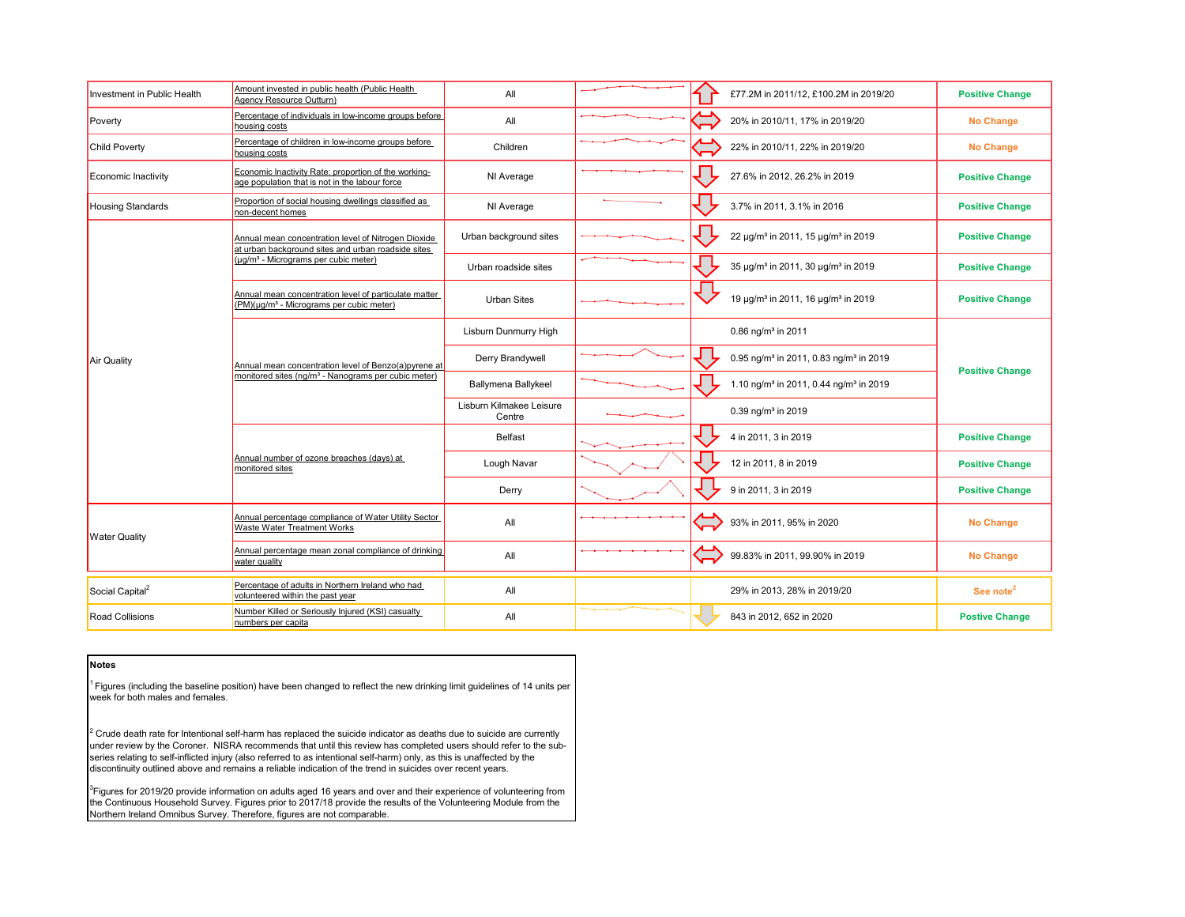| | | | | | | |
|---|---|---|---|---|---|---|
| Investment in Public Health | Amount invested in public health (Public Health Agency Resource Outturn) | All | | | £77.2M in 2011/12, £100.2M in 2019/20 | Positive Change |
| Poverty | Percentage of individuals in low-income groups before housing costs | All | | | 20% in 2010/11, 17% in 2019/20 | No Change |
| Child Poverty | Percentage of children in low-income groups before housing costs | Children | | | 22% in 2010/11, 22% in 2019/20 | No Change |
| Economic Inactivity | Economic Inactivity Rate: proportion of the working-age population that is not in the labour force | NI Average | | | 27.6% in 2012, 26.2% in 2019 | Positive Change |
| Housing Standards | Proportion of social housing dwellings classified as non-decent homes | NI Average | | | 3.7% in 2011, 3.1% in 2016 | Positive Change |
| Air Quality | Annual mean concentration level of Nitrogen Dioxide at urban background sites and urban roadside sites (µg/m³ - Micrograms per cubic meter) | Urban background sites | | | 22 µg/m³ in 2011, 15 µg/m³ in 2019 | Positive Change |
| | | Urban roadside sites | | | 35 µg/m³ in 2011, 30 µg/m³ in 2019 | Positive Change |
| | Annual mean concentration level of particulate matter (PM)(µg/m³ - Micrograms per cubic meter) | Urban Sites | | | 19 µg/m³ in 2011, 16 µg/m³ in 2019 | Positive Change |
| | Annual mean concentration level of Benzo(a)pyrene at monitored sites (ng/m³ - Nanograms per cubic meter) | Lisburn Dunmurry High | | | 0.86 ng/m³ in 2011 | Positive Change |
| | | Derry Brandywell | | | 0.95 ng/m³ in 2011, 0.83 ng/m³ in 2019 | |
| | | Ballymena Ballykeel | | | 1.10 ng/m³ in 2011, 0.44 ng/m³ in 2019 | |
| | | Lisburn Kilmakee Leisure Centre | | | 0.39 ng/m³ in 2019 | |
| | Annual number of ozone breaches (days) at monitored sites | Belfast | | | 4 in 2011, 3 in 2019 | Positive Change |
| | | Lough Navar | | | 12 in 2011, 8 in 2019 | Positive Change |
| | | Derry | | | 9 in 2011, 3 in 2019 | Positive Change |
| Water Quality | Annual percentage compliance of Water Utility Sector Waste Water Treatment Works | All | | | 93% in 2011, 95% in 2020 | No Change |
| | Annual percentage mean zonal compliance of drinking water quality | All | | | 99.83% in 2011, 99.90% in 2019 | No Change |
| Social Capital[2] | Percentage of adults in Northern Ireland who had volunteered within the past year | All | | | 29% in 2013, 28% in 2019/20 | See note[2] |
| Road Collisions | Number Killed or Seriously Injured (KSI) casualty numbers per capita | All | | | 843 in 2012, 652 in 2020 | Postive Change |

**Notes**

[1] Figures (including the baseline position) have been changed to reflect the new drinking limit guidelines of 14 units per week for both males and females.

[2] Crude death rate for Intentional self-harm has replaced the suicide indicator as deaths due to suicide are currently under review by the Coroner. NISRA recommends that until this review has completed users should refer to the sub-series relating to self-inflicted injury (also referred to as intentional self-harm) only, as this is unaffected by the discontinuity outlined above and remains a reliable indication of the trend in suicides over recent years.

[3]Figures for 2019/20 provide information on adults aged 16 years and over and their experience of volunteering from the Continuous Household Survey. Figures prior to 2017/18 provide the results of the Volunteering Module from the Northern Ireland Omnibus Survey. Therefore, figures are not comparable.